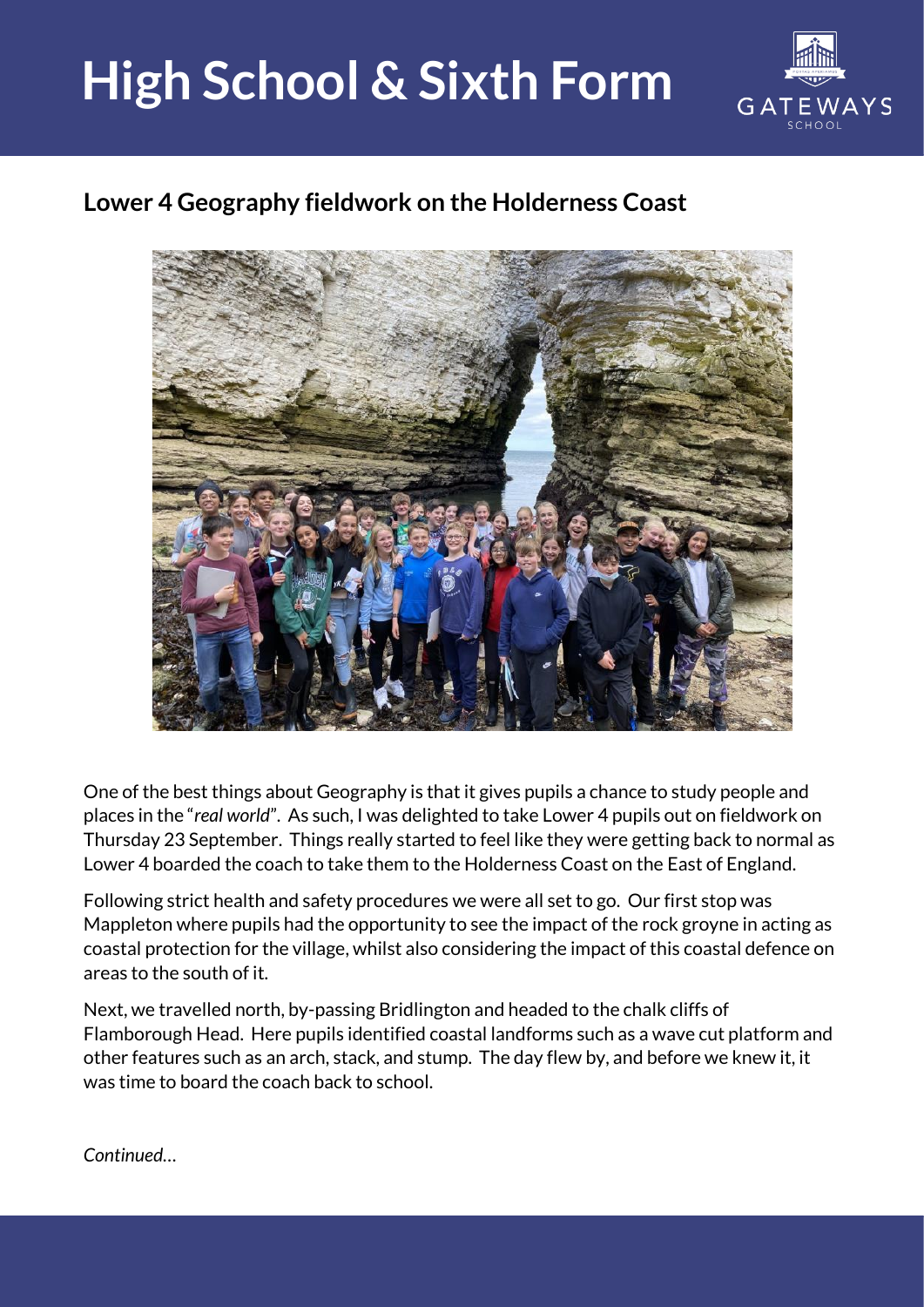# High School & Sixth Form

## Lower 4 Geography fieldwork on the Holderness Coast

One of the best things about Geography is that it gives pupils a chance to study people and places in the "*real world*". As such, I was delighted to take Lower 4 pupils out on fieldwork on Thursday 23 September. Things really started to feel like they were getting back to normal as Lower 4 boarded the coach to take them to the Holderness Coast on the East of England.

Following strict health and safety procedures we were all set to go. Our first stop was Mappleton where pupils had the opportunity to see the impact of the rock groyne in acting as coastal protection for the village, whilst also considering the impact of this coastal defence on areas to the south of it.

Next, we travelled north, by-passing Bridlington and headed to the chalk cliffs of Flamborough Head. Here pupils identified coastal landforms such as a wave cut platform and other features such as an arch, stack, and stump. The day flew by, and before we knew it, it was time to board the coach back to school.

*Continued…*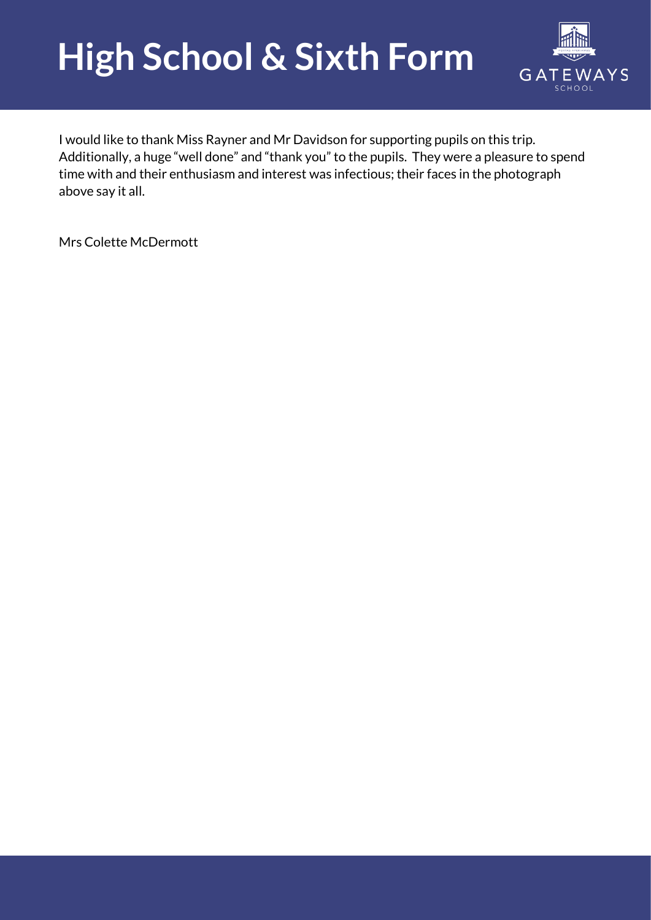I would like to thank Miss Rayner and Mr Davidson for supporting pupils on this trip. Additionally, a huge "well done" and "thank you" to the pupils. They were a pleasure to spend time with and their enthusiasm and interest was infectious; their faces in the photograph above say it all.

Mrs Colette McDermott